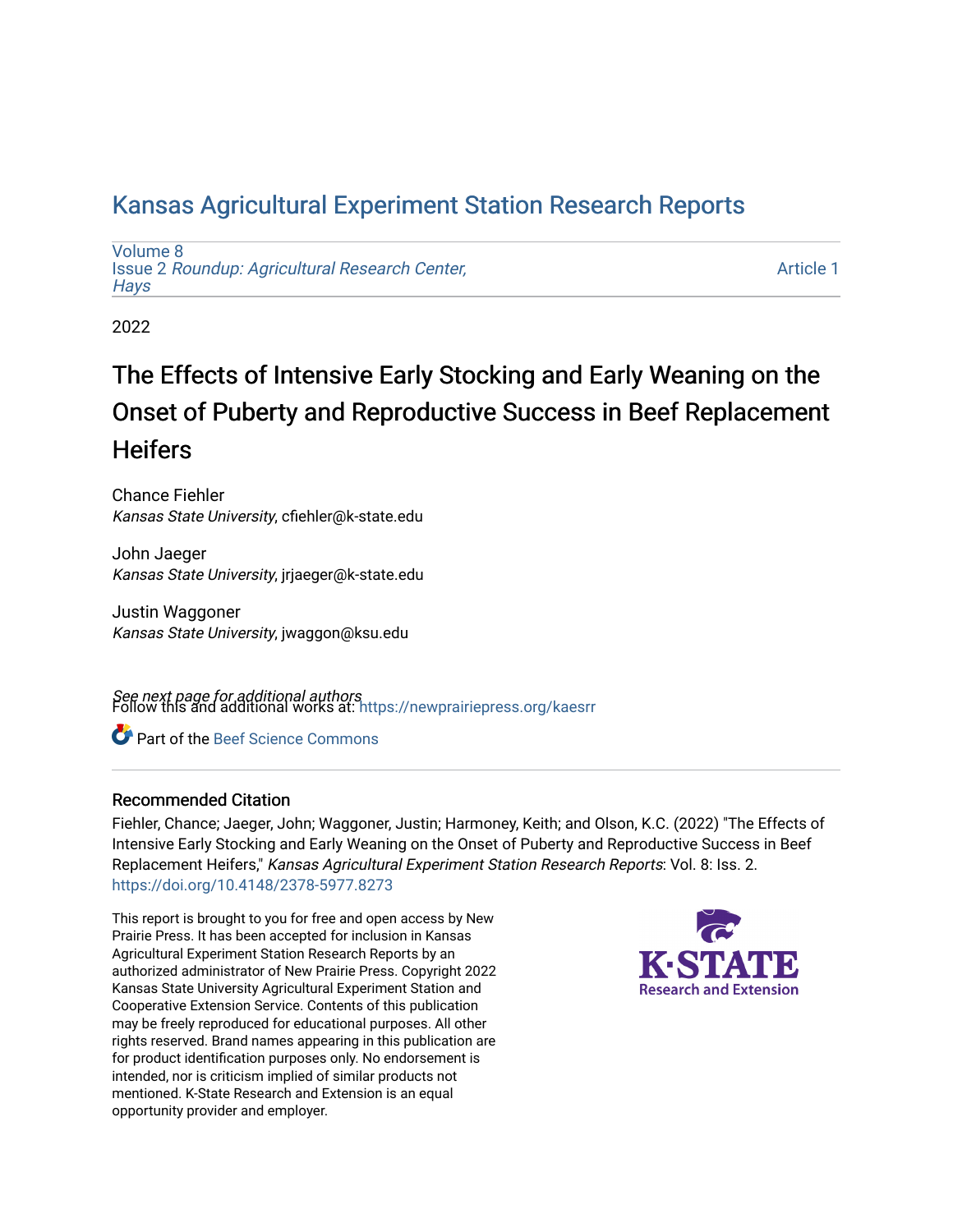# Kansas Agricultural Experiment Station Research Reports

Volume 8
Issue 2 *Roundup: Agricultural Research Center, Hays*

Article 1

2022

## The Effects of Intensive Early Stocking and Early Weaning on the Onset of Puberty and Reproductive Success in Beef Replacement Heifers

Chance Fiehler
*Kansas State University*, cfiehler@k-state.edu

John Jaeger
*Kansas State University*, jrjaeger@k-state.edu

Justin Waggoner
*Kansas State University*, jwaggon@ksu.edu

*See next page for additional authors*

Follow this and additional works at: https://newprairiepress.org/kaesrr

Part of the Beef Science Commons

### Recommended Citation

Fiehler, Chance; Jaeger, John; Waggoner, Justin; Harmoney, Keith; and Olson, K.C. (2022) "The Effects of Intensive Early Stocking and Early Weaning on the Onset of Puberty and Reproductive Success in Beef Replacement Heifers," *Kansas Agricultural Experiment Station Research Reports*: Vol. 8: Iss. 2. https://doi.org/10.4148/2378-5977.8273

This report is brought to you for free and open access by New Prairie Press. It has been accepted for inclusion in Kansas Agricultural Experiment Station Research Reports by an authorized administrator of New Prairie Press. Copyright 2022 Kansas State University Agricultural Experiment Station and Cooperative Extension Service. Contents of this publication may be freely reproduced for educational purposes. All other rights reserved. Brand names appearing in this publication are for product identification purposes only. No endorsement is intended, nor is criticism implied of similar products not mentioned. K-State Research and Extension is an equal opportunity provider and employer.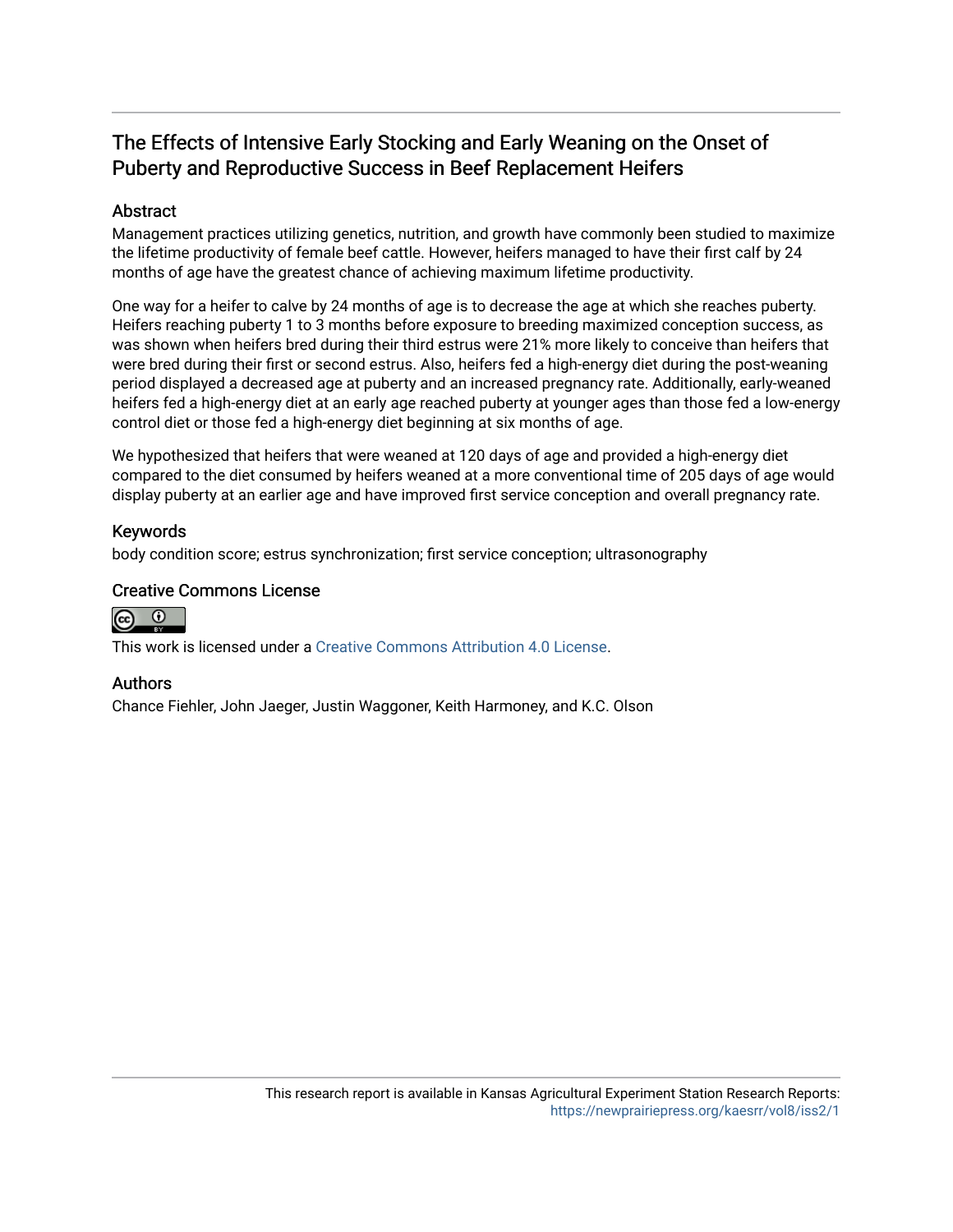# The Effects of Intensive Early Stocking and Early Weaning on the Onset of Puberty and Reproductive Success in Beef Replacement Heifers

## Abstract

Management practices utilizing genetics, nutrition, and growth have commonly been studied to maximize the lifetime productivity of female beef cattle. However, heifers managed to have their first calf by 24 months of age have the greatest chance of achieving maximum lifetime productivity.

One way for a heifer to calve by 24 months of age is to decrease the age at which she reaches puberty. Heifers reaching puberty 1 to 3 months before exposure to breeding maximized conception success, as was shown when heifers bred during their third estrus were 21% more likely to conceive than heifers that were bred during their first or second estrus. Also, heifers fed a high-energy diet during the post-weaning period displayed a decreased age at puberty and an increased pregnancy rate. Additionally, early-weaned heifers fed a high-energy diet at an early age reached puberty at younger ages than those fed a low-energy control diet or those fed a high-energy diet beginning at six months of age.

We hypothesized that heifers that were weaned at 120 days of age and provided a high-energy diet compared to the diet consumed by heifers weaned at a more conventional time of 205 days of age would display puberty at an earlier age and have improved first service conception and overall pregnancy rate.

## Keywords

body condition score; estrus synchronization; first service conception; ultrasonography

## Creative Commons License

This work is licensed under a Creative Commons Attribution 4.0 License.

## Authors

Chance Fiehler, John Jaeger, Justin Waggoner, Keith Harmoney, and K.C. Olson

This research report is available in Kansas Agricultural Experiment Station Research Reports: https://newprairiepress.org/kaesrr/vol8/iss2/1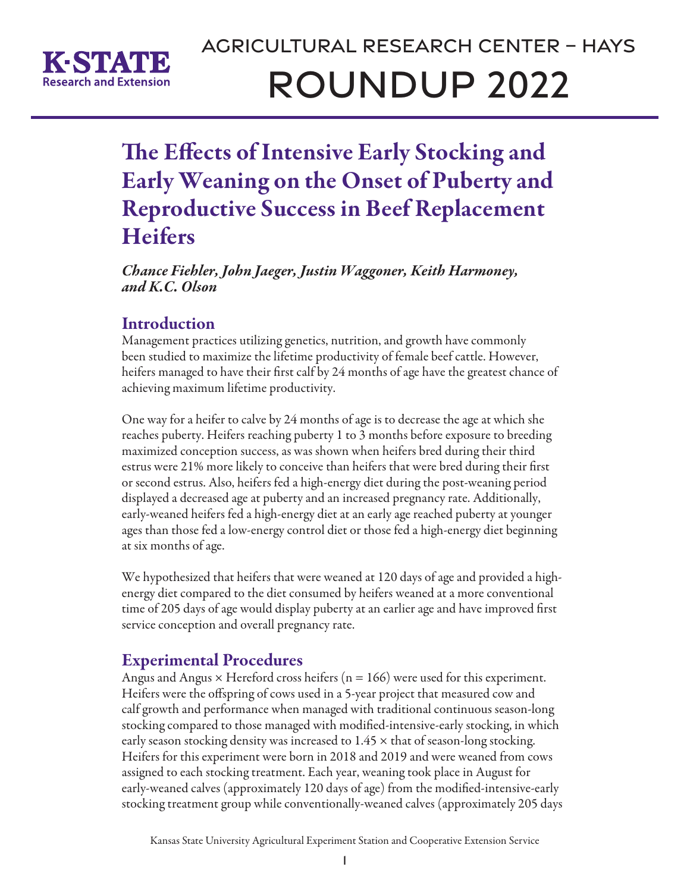# The Effects of Intensive Early Stocking and Early Weaning on the Onset of Puberty and Reproductive Success in Beef Replacement Heifers

*Chance Fiehler, John Jaeger, Justin Waggoner, Keith Harmoney, and K.C. Olson*

## Introduction

Management practices utilizing genetics, nutrition, and growth have commonly been studied to maximize the lifetime productivity of female beef cattle. However, heifers managed to have their first calf by 24 months of age have the greatest chance of achieving maximum lifetime productivity.

One way for a heifer to calve by 24 months of age is to decrease the age at which she reaches puberty. Heifers reaching puberty 1 to 3 months before exposure to breeding maximized conception success, as was shown when heifers bred during their third estrus were 21% more likely to conceive than heifers that were bred during their first or second estrus. Also, heifers fed a high-energy diet during the post-weaning period displayed a decreased age at puberty and an increased pregnancy rate. Additionally, early-weaned heifers fed a high-energy diet at an early age reached puberty at younger ages than those fed a low-energy control diet or those fed a high-energy diet beginning at six months of age.

We hypothesized that heifers that were weaned at 120 days of age and provided a high-energy diet compared to the diet consumed by heifers weaned at a more conventional time of 205 days of age would display puberty at an earlier age and have improved first service conception and overall pregnancy rate.

## Experimental Procedures

Angus and Angus × Hereford cross heifers (n = 166) were used for this experiment. Heifers were the offspring of cows used in a 5-year project that measured cow and calf growth and performance when managed with traditional continuous season-long stocking compared to those managed with modified-intensive-early stocking, in which early season stocking density was increased to 1.45 × that of season-long stocking. Heifers for this experiment were born in 2018 and 2019 and were weaned from cows assigned to each stocking treatment. Each year, weaning took place in August for early-weaned calves (approximately 120 days of age) from the modified-intensive-early stocking treatment group while conventionally-weaned calves (approximately 205 days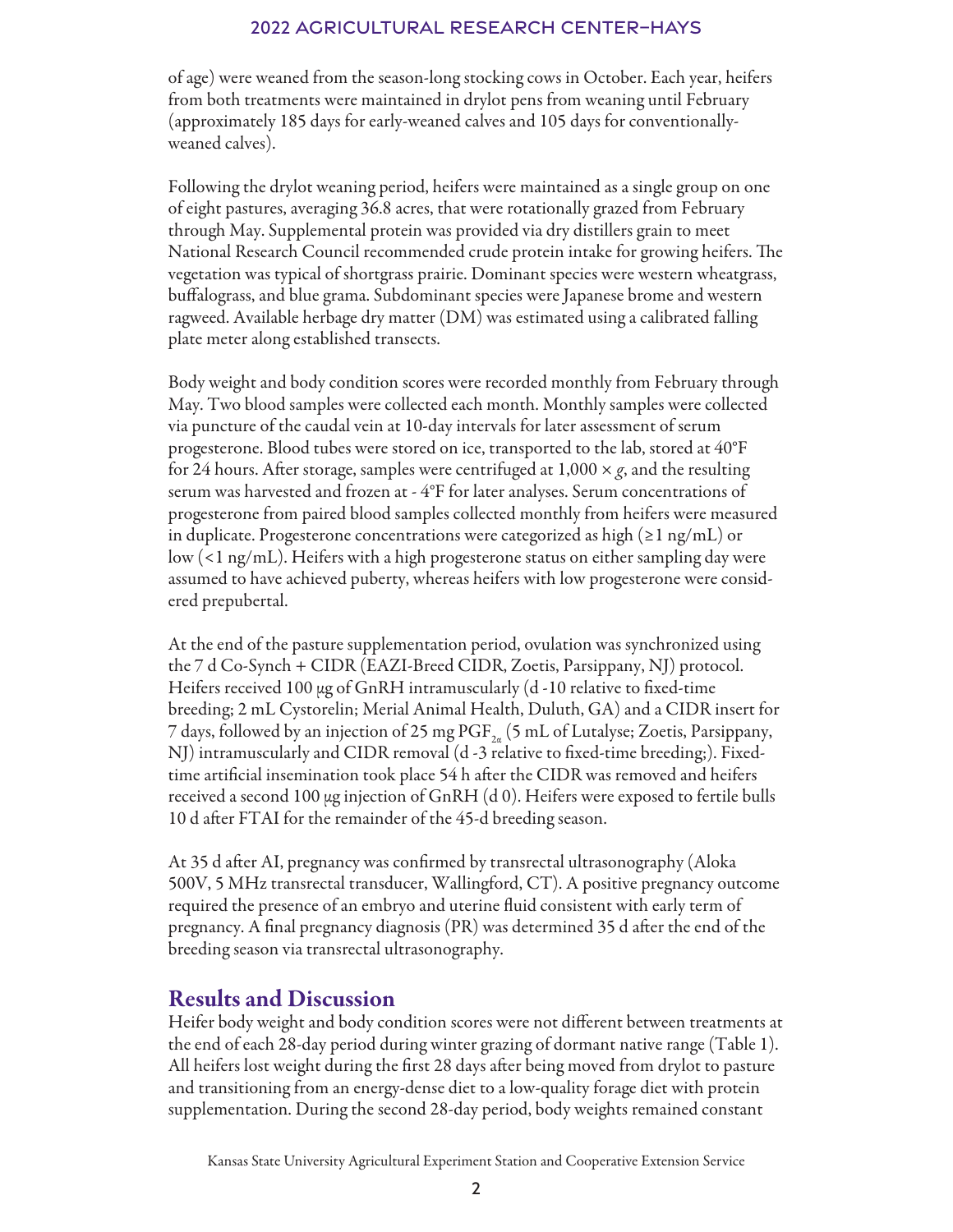of age) were weaned from the season-long stocking cows in October. Each year, heifers from both treatments were maintained in drylot pens from weaning until February (approximately 185 days for early-weaned calves and 105 days for conventionally-weaned calves).

Following the drylot weaning period, heifers were maintained as a single group on one of eight pastures, averaging 36.8 acres, that were rotationally grazed from February through May. Supplemental protein was provided via dry distillers grain to meet National Research Council recommended crude protein intake for growing heifers. The vegetation was typical of shortgrass prairie. Dominant species were western wheatgrass, buffalograss, and blue grama. Subdominant species were Japanese brome and western ragweed. Available herbage dry matter (DM) was estimated using a calibrated falling plate meter along established transects.

Body weight and body condition scores were recorded monthly from February through May. Two blood samples were collected each month. Monthly samples were collected via puncture of the caudal vein at 10-day intervals for later assessment of serum progesterone. Blood tubes were stored on ice, transported to the lab, stored at 40°F for 24 hours. After storage, samples were centrifuged at 1,000 × *g*, and the resulting serum was harvested and frozen at - 4°F for later analyses. Serum concentrations of progesterone from paired blood samples collected monthly from heifers were measured in duplicate. Progesterone concentrations were categorized as high (≥1 ng/mL) or low (<1 ng/mL). Heifers with a high progesterone status on either sampling day were assumed to have achieved puberty, whereas heifers with low progesterone were considered prepubertal.

At the end of the pasture supplementation period, ovulation was synchronized using the 7 d Co-Synch + CIDR (EAZI-Breed CIDR, Zoetis, Parsippany, NJ) protocol. Heifers received 100 µg of GnRH intramuscularly (d -10 relative to fixed-time breeding; 2 mL Cystorelin; Merial Animal Health, Duluth, GA) and a CIDR insert for 7 days, followed by an injection of 25 mg $PGF_{2\alpha}$ (5 mL of Lutalyse; Zoetis, Parsippany, NJ) intramuscularly and CIDR removal (d -3 relative to fixed-time breeding;). Fixed-time artificial insemination took place 54 h after the CIDR was removed and heifers received a second 100 µg injection of GnRH (d 0). Heifers were exposed to fertile bulls 10 d after FTAI for the remainder of the 45-d breeding season.

At 35 d after AI, pregnancy was confirmed by transrectal ultrasonography (Aloka 500V, 5 MHz transrectal transducer, Wallingford, CT). A positive pregnancy outcome required the presence of an embryo and uterine fluid consistent with early term of pregnancy. A final pregnancy diagnosis (PR) was determined 35 d after the end of the breeding season via transrectal ultrasonography.

## Results and Discussion

Heifer body weight and body condition scores were not different between treatments at the end of each 28-day period during winter grazing of dormant native range (Table 1). All heifers lost weight during the first 28 days after being moved from drylot to pasture and transitioning from an energy-dense diet to a low-quality forage diet with protein supplementation. During the second 28-day period, body weights remained constant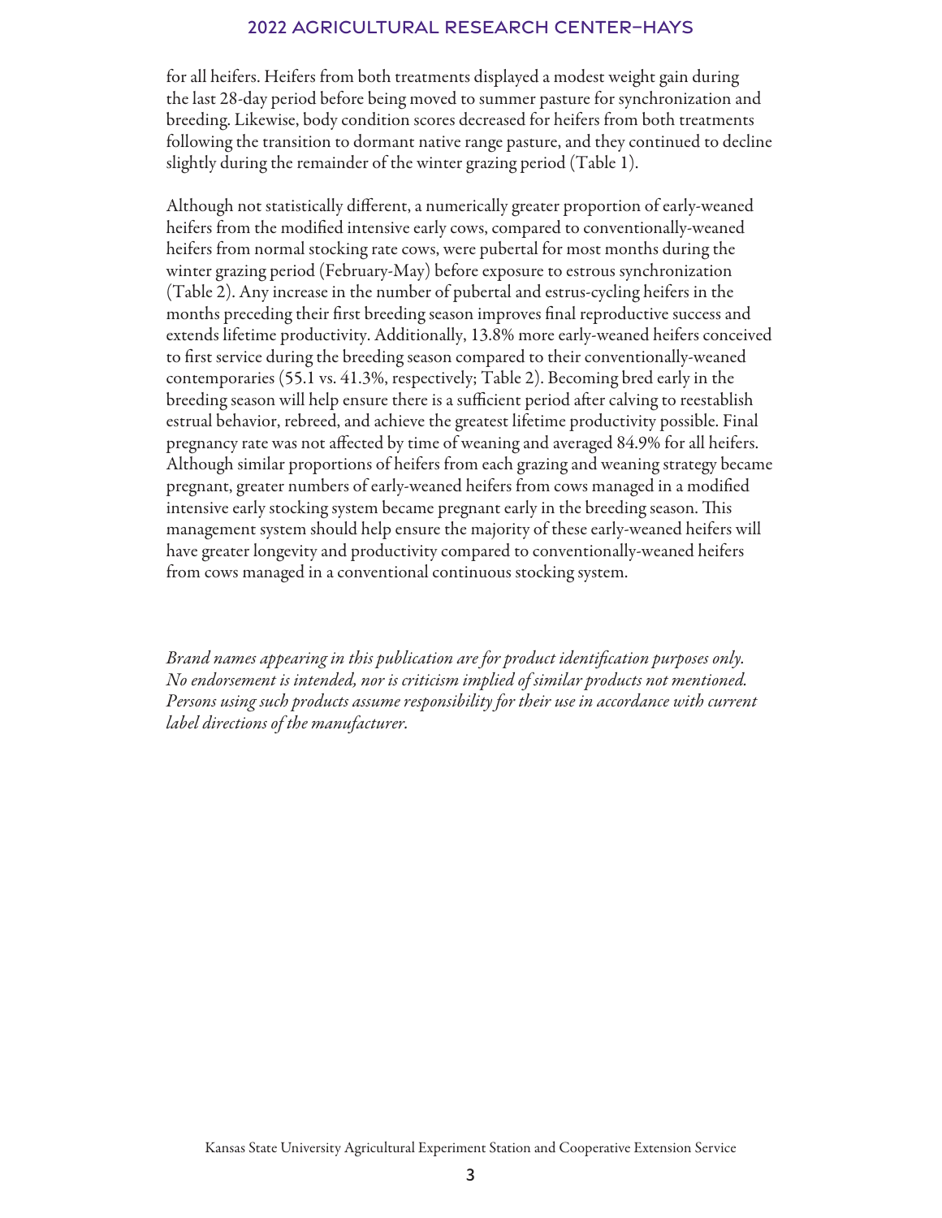for all heifers. Heifers from both treatments displayed a modest weight gain during the last 28-day period before being moved to summer pasture for synchronization and breeding. Likewise, body condition scores decreased for heifers from both treatments following the transition to dormant native range pasture, and they continued to decline slightly during the remainder of the winter grazing period (Table 1).

Although not statistically different, a numerically greater proportion of early-weaned heifers from the modified intensive early cows, compared to conventionally-weaned heifers from normal stocking rate cows, were pubertal for most months during the winter grazing period (February-May) before exposure to estrous synchronization (Table 2). Any increase in the number of pubertal and estrus-cycling heifers in the months preceding their first breeding season improves final reproductive success and extends lifetime productivity. Additionally, 13.8% more early-weaned heifers conceived to first service during the breeding season compared to their conventionally-weaned contemporaries (55.1 vs. 41.3%, respectively; Table 2). Becoming bred early in the breeding season will help ensure there is a sufficient period after calving to reestablish estrual behavior, rebreed, and achieve the greatest lifetime productivity possible. Final pregnancy rate was not affected by time of weaning and averaged 84.9% for all heifers. Although similar proportions of heifers from each grazing and weaning strategy became pregnant, greater numbers of early-weaned heifers from cows managed in a modified intensive early stocking system became pregnant early in the breeding season. This management system should help ensure the majority of these early-weaned heifers will have greater longevity and productivity compared to conventionally-weaned heifers from cows managed in a conventional continuous stocking system.

*Brand names appearing in this publication are for product identification purposes only. No endorsement is intended, nor is criticism implied of similar products not mentioned. Persons using such products assume responsibility for their use in accordance with current label directions of the manufacturer.*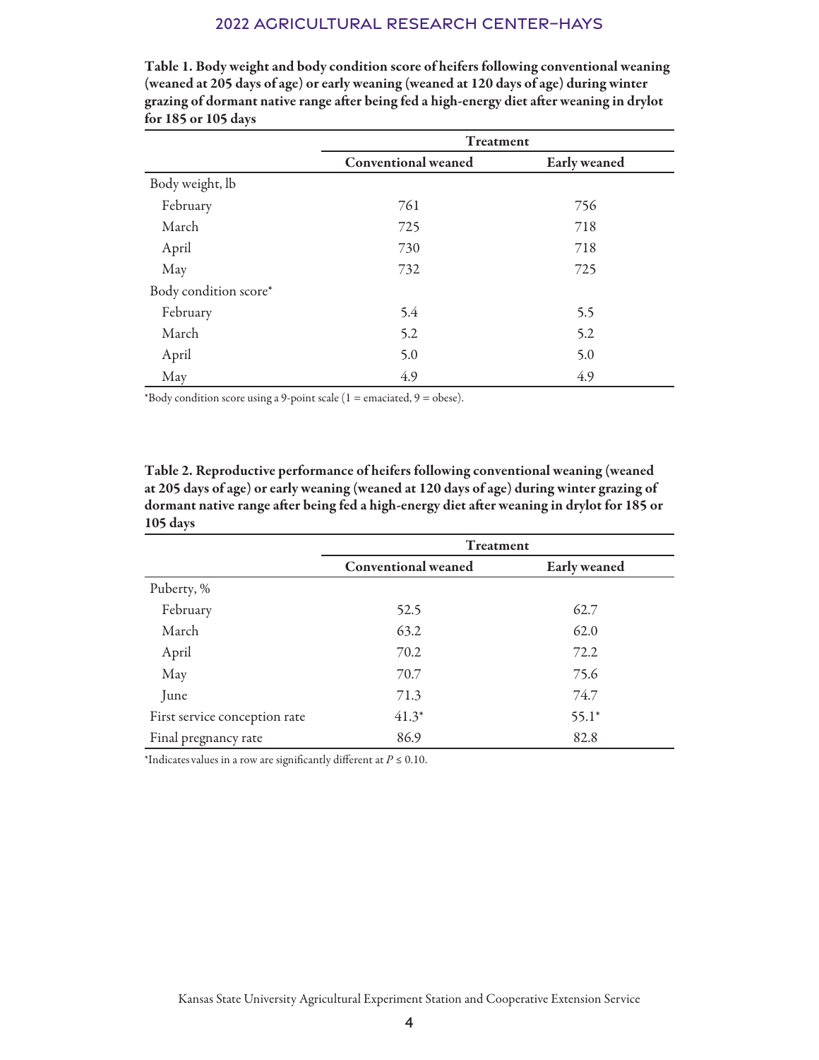**Table 1. Body weight and body condition score of heifers following conventional weaning (weaned at 205 days of age) or early weaning (weaned at 120 days of age) during winter grazing of dormant native range after being fed a high-energy diet after weaning in drylot for 185 or 105 days**

| | Treatment | |
|---|---|---|
| | Conventional weaned | Early weaned |
| Body weight, lb | | |
| February | 761 | 756 |
| March | 725 | 718 |
| April | 730 | 718 |
| May | 732 | 725 |
| Body condition score* | | |
| February | 5.4 | 5.5 |
| March | 5.2 | 5.2 |
| April | 5.0 | 5.0 |
| May | 4.9 | 4.9 |

*Body condition score using a 9-point scale (1 = emaciated, 9 = obese).

**Table 2. Reproductive performance of heifers following conventional weaning (weaned at 205 days of age) or early weaning (weaned at 120 days of age) during winter grazing of dormant native range after being fed a high-energy diet after weaning in drylot for 185 or 105 days**

| | Treatment | |
|---|---|---|
| | Conventional weaned | Early weaned |
| Puberty, % | | |
| February | 52.5 | 62.7 |
| March | 63.2 | 62.0 |
| April | 70.2 | 72.2 |
| May | 70.7 | 75.6 |
| June | 71.3 | 74.7 |
| First service conception rate | 41.3* | 55.1* |
| Final pregnancy rate | 86.9 | 82.8 |

*Indicates values in a row are significantly different at $P \leq 0.10$.